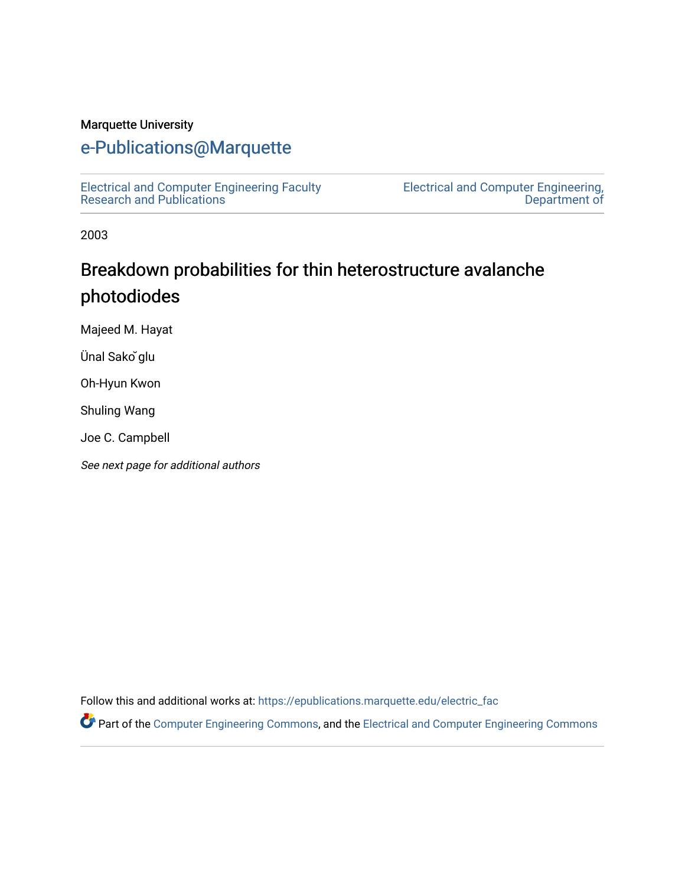Marquette University

# e-Publications@Marquette

Electrical and Computer Engineering Faculty Research and Publications

Electrical and Computer Engineering, Department of

2003

## Breakdown probabilities for thin heterostructure avalanche photodiodes

Majeed M. Hayat

Ünal Sakoˇglu

Oh-Hyun Kwon

Shuling Wang

Joe C. Campbell

*See next page for additional authors*

Follow this and additional works at: https://epublications.marquette.edu/electric_fac

Part of the Computer Engineering Commons, and the Electrical and Computer Engineering Commons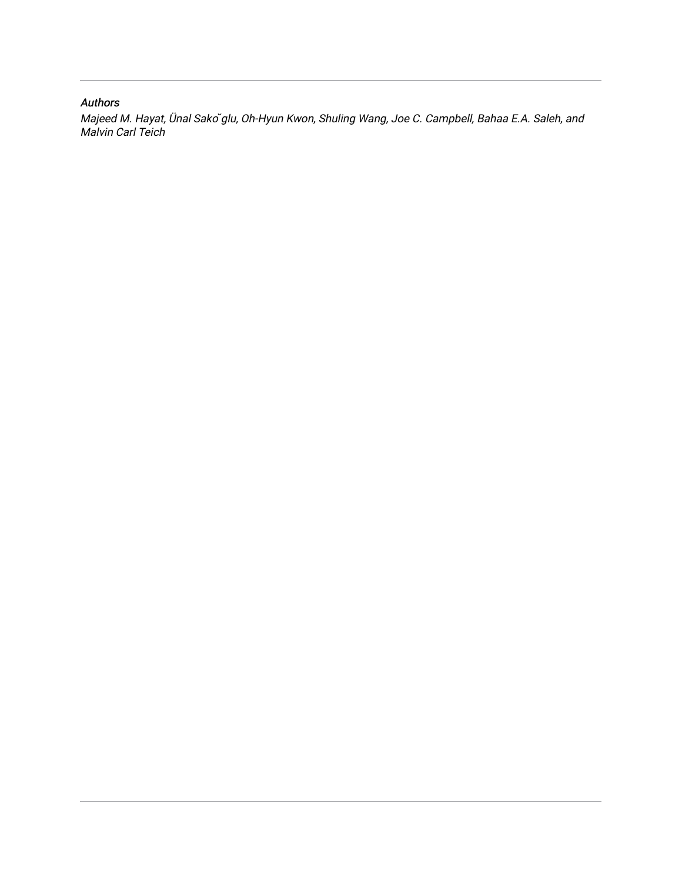*Authors*

*Majeed M. Hayat, Ünal Sakoˇglu, Oh-Hyun Kwon, Shuling Wang, Joe C. Campbell, Bahaa E.A. Saleh, and Malvin Carl Teich*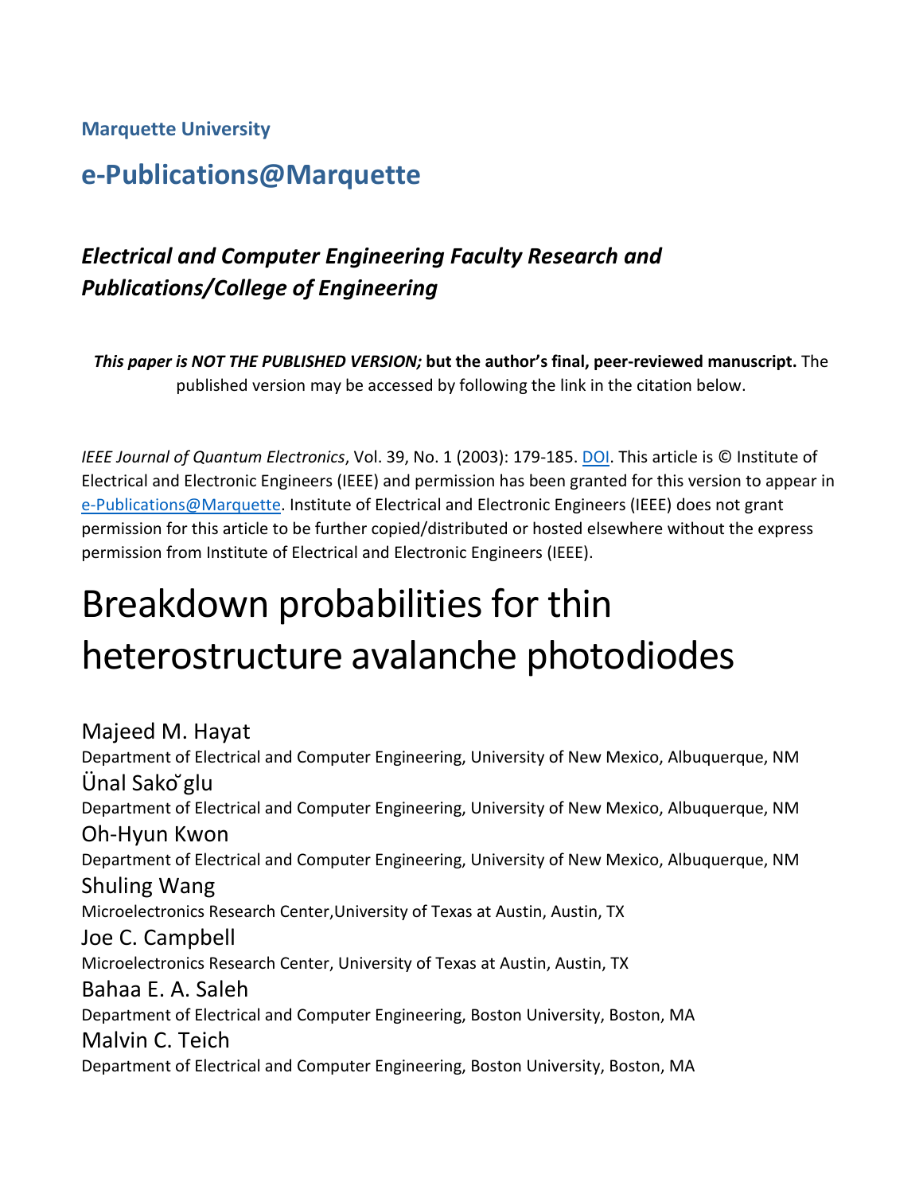**Marquette University**

## e-Publications@Marquette

### *Electrical and Computer Engineering Faculty Research and Publications/College of Engineering*

***This paper is NOT THE PUBLISHED VERSION;* but the author's final, peer-reviewed manuscript.** The published version may be accessed by following the link in the citation below.

*IEEE Journal of Quantum Electronics*, Vol. 39, No. 1 (2003): 179-185. DOI. This article is © Institute of Electrical and Electronic Engineers (IEEE) and permission has been granted for this version to appear in e-Publications@Marquette. Institute of Electrical and Electronic Engineers (IEEE) does not grant permission for this article to be further copied/distributed or hosted elsewhere without the express permission from Institute of Electrical and Electronic Engineers (IEEE).

# Breakdown probabilities for thin heterostructure avalanche photodiodes

Majeed M. Hayat
Department of Electrical and Computer Engineering, University of New Mexico, Albuquerque, NM

Ünal Sakoǧlu
Department of Electrical and Computer Engineering, University of New Mexico, Albuquerque, NM

Oh-Hyun Kwon
Department of Electrical and Computer Engineering, University of New Mexico, Albuquerque, NM

Shuling Wang
Microelectronics Research Center, University of Texas at Austin, Austin, TX

Joe C. Campbell
Microelectronics Research Center, University of Texas at Austin, Austin, TX

Bahaa E. A. Saleh
Department of Electrical and Computer Engineering, Boston University, Boston, MA

Malvin C. Teich
Department of Electrical and Computer Engineering, Boston University, Boston, MA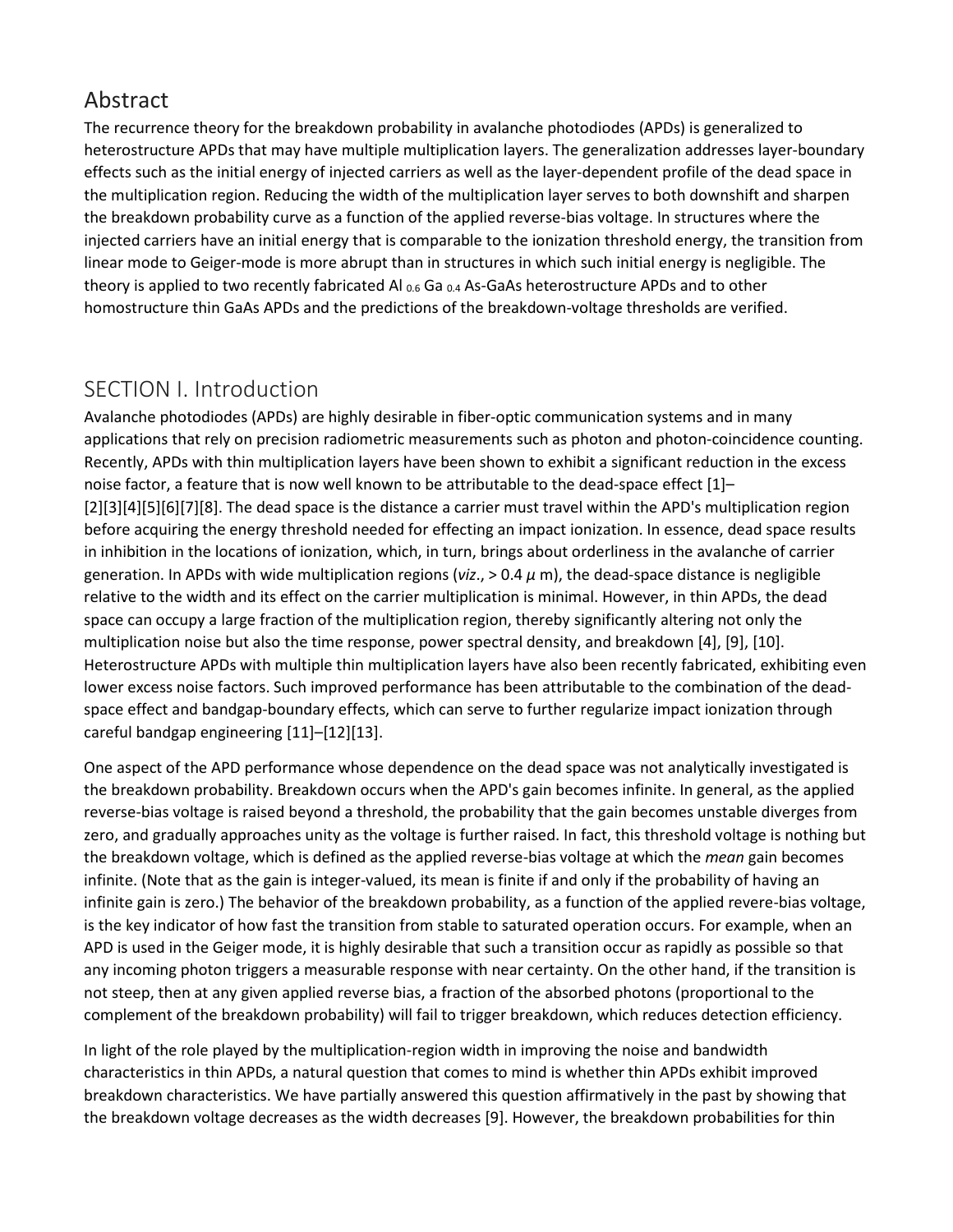## Abstract

The recurrence theory for the breakdown probability in avalanche photodiodes (APDs) is generalized to heterostructure APDs that may have multiple multiplication layers. The generalization addresses layer-boundary effects such as the initial energy of injected carriers as well as the layer-dependent profile of the dead space in the multiplication region. Reducing the width of the multiplication layer serves to both downshift and sharpen the breakdown probability curve as a function of the applied reverse-bias voltage. In structures where the injected carriers have an initial energy that is comparable to the ionization threshold energy, the transition from linear mode to Geiger-mode is more abrupt than in structures in which such initial energy is negligible. The theory is applied to two recently fabricated $Al_{0.6}Ga_{0.4}As$-GaAs heterostructure APDs and to other homostructure thin GaAs APDs and the predictions of the breakdown-voltage thresholds are verified.

## SECTION I. Introduction

Avalanche photodiodes (APDs) are highly desirable in fiber-optic communication systems and in many applications that rely on precision radiometric measurements such as photon and photon-coincidence counting. Recently, APDs with thin multiplication layers have been shown to exhibit a significant reduction in the excess noise factor, a feature that is now well known to be attributable to the dead-space effect [1]–[2][3][4][5][6][7][8]. The dead space is the distance a carrier must travel within the APD's multiplication region before acquiring the energy threshold needed for effecting an impact ionization. In essence, dead space results in inhibition in the locations of ionization, which, in turn, brings about orderliness in the avalanche of carrier generation. In APDs with wide multiplication regions (*viz*., > 0.4 $\mu$ m), the dead-space distance is negligible relative to the width and its effect on the carrier multiplication is minimal. However, in thin APDs, the dead space can occupy a large fraction of the multiplication region, thereby significantly altering not only the multiplication noise but also the time response, power spectral density, and breakdown [4], [9], [10]. Heterostructure APDs with multiple thin multiplication layers have also been recently fabricated, exhibiting even lower excess noise factors. Such improved performance has been attributable to the combination of the dead-space effect and bandgap-boundary effects, which can serve to further regularize impact ionization through careful bandgap engineering [11]–[12][13].

One aspect of the APD performance whose dependence on the dead space was not analytically investigated is the breakdown probability. Breakdown occurs when the APD's gain becomes infinite. In general, as the applied reverse-bias voltage is raised beyond a threshold, the probability that the gain becomes unstable diverges from zero, and gradually approaches unity as the voltage is further raised. In fact, this threshold voltage is nothing but the breakdown voltage, which is defined as the applied reverse-bias voltage at which the *mean* gain becomes infinite. (Note that as the gain is integer-valued, its mean is finite if and only if the probability of having an infinite gain is zero.) The behavior of the breakdown probability, as a function of the applied revere-bias voltage, is the key indicator of how fast the transition from stable to saturated operation occurs. For example, when an APD is used in the Geiger mode, it is highly desirable that such a transition occur as rapidly as possible so that any incoming photon triggers a measurable response with near certainty. On the other hand, if the transition is not steep, then at any given applied reverse bias, a fraction of the absorbed photons (proportional to the complement of the breakdown probability) will fail to trigger breakdown, which reduces detection efficiency.

In light of the role played by the multiplication-region width in improving the noise and bandwidth characteristics in thin APDs, a natural question that comes to mind is whether thin APDs exhibit improved breakdown characteristics. We have partially answered this question affirmatively in the past by showing that the breakdown voltage decreases as the width decreases [9]. However, the breakdown probabilities for thin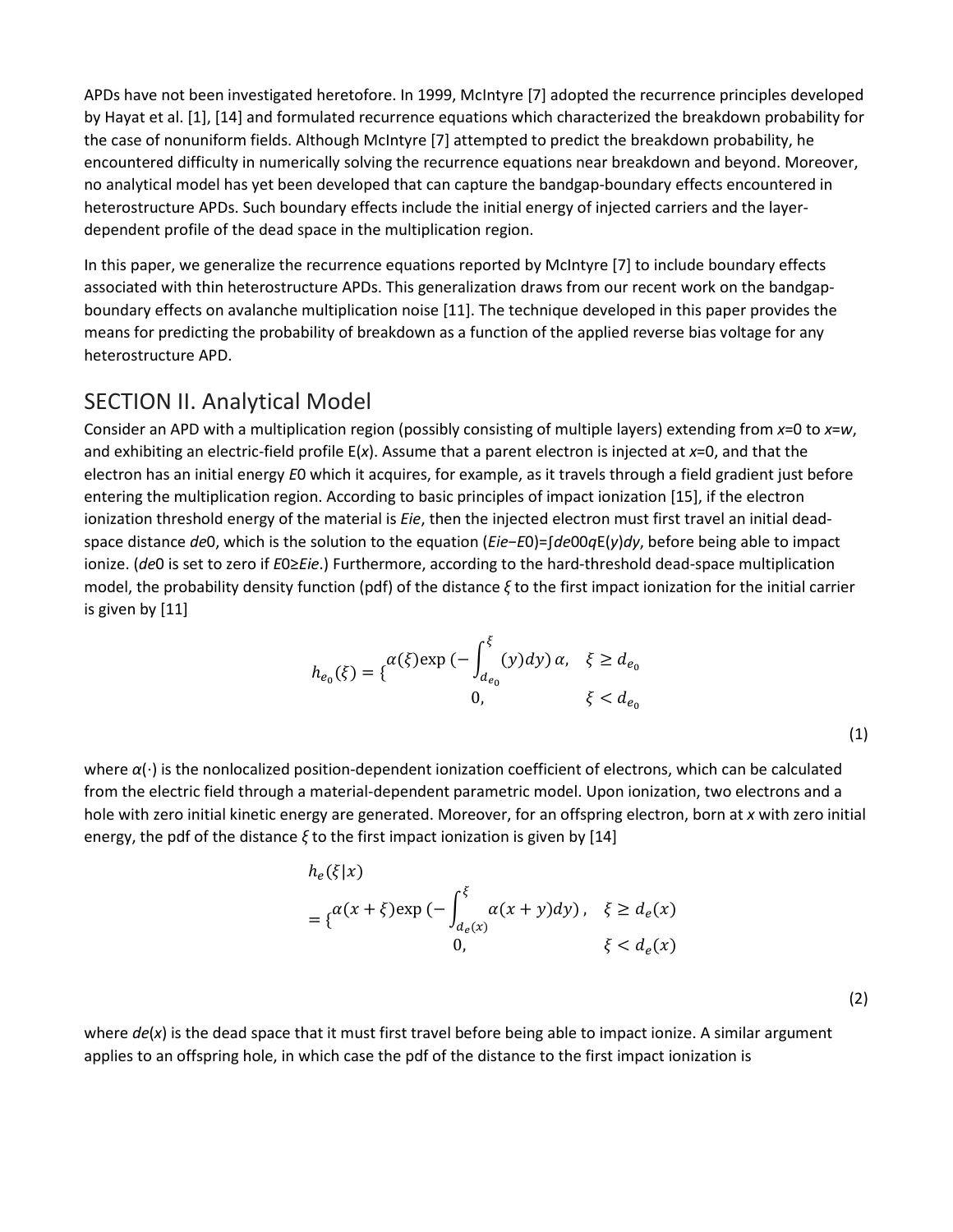APDs have not been investigated heretofore. In 1999, McIntyre [7] adopted the recurrence principles developed by Hayat et al. [1], [14] and formulated recurrence equations which characterized the breakdown probability for the case of nonuniform fields. Although McIntyre [7] attempted to predict the breakdown probability, he encountered difficulty in numerically solving the recurrence equations near breakdown and beyond. Moreover, no analytical model has yet been developed that can capture the bandgap-boundary effects encountered in heterostructure APDs. Such boundary effects include the initial energy of injected carriers and the layer-dependent profile of the dead space in the multiplication region.

In this paper, we generalize the recurrence equations reported by McIntyre [7] to include boundary effects associated with thin heterostructure APDs. This generalization draws from our recent work on the bandgap-boundary effects on avalanche multiplication noise [11]. The technique developed in this paper provides the means for predicting the probability of breakdown as a function of the applied reverse bias voltage for any heterostructure APD.

## SECTION II. Analytical Model

Consider an APD with a multiplication region (possibly consisting of multiple layers) extending from $x=0$ to $x=w$, and exhibiting an electric-field profile $E(x)$. Assume that a parent electron is injected at $x=0$, and that the electron has an initial energy $E_0$ which it acquires, for example, as it travels through a field gradient just before entering the multiplication region. According to basic principles of impact ionization [15], if the electron ionization threshold energy of the material is $E_{ie}$, then the injected electron must first travel an initial dead-space distance $d_{e0}$, which is the solution to the equation $(E_{ie}-E_0)=\int_0^{d_{e0}} qE(y)dy$, before being able to impact ionize. ($d_{e0}$ is set to zero if $E_0 \geq E_{ie}$.) Furthermore, according to the hard-threshold dead-space multiplication model, the probability density function (pdf) of the distance $\xi$ to the first impact ionization for the initial carrier is given by [11]

$$h_{e_0}(\xi) = \begin{cases} \alpha(\xi)\exp\left(-\int_{d_{e_0}}^{\xi} \alpha(y)dy\right), & \xi \geq d_{e_0} \\ 0, & \xi < d_{e_0} \end{cases} \tag{1}$$

where $\alpha(\cdot)$ is the nonlocalized position-dependent ionization coefficient of electrons, which can be calculated from the electric field through a material-dependent parametric model. Upon ionization, two electrons and a hole with zero initial kinetic energy are generated. Moreover, for an offspring electron, born at $x$ with zero initial energy, the pdf of the distance $\xi$ to the first impact ionization is given by [14]

$$h_e(\xi|x) = \begin{cases} \alpha(x+\xi)\exp\left(-\int_{d_e(x)}^{\xi} \alpha(x+y)dy\right), & \xi \geq d_e(x) \\ 0, & \xi < d_e(x) \end{cases} \tag{2}$$

where $d_e(x)$ is the dead space that it must first travel before being able to impact ionize. A similar argument applies to an offspring hole, in which case the pdf of the distance to the first impact ionization is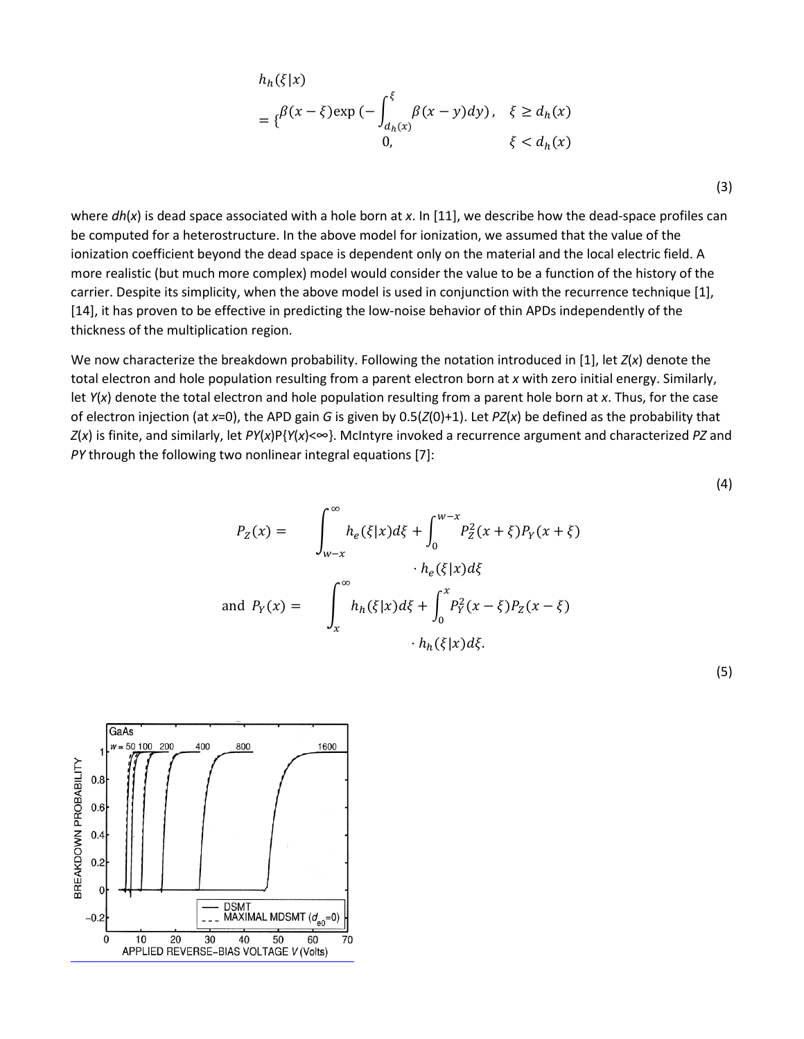$$h_h(\xi|x) = \begin{cases} \beta(x-\xi)\exp\left(-\int_{d_h(x)}^{\xi}\beta(x-y)dy\right), & \xi \geq d_h(x) \\ 0, & \xi < d_h(x) \end{cases} \tag{3}$$

where $dh(x)$ is dead space associated with a hole born at $x$. In [11], we describe how the dead-space profiles can be computed for a heterostructure. In the above model for ionization, we assumed that the value of the ionization coefficient beyond the dead space is dependent only on the material and the local electric field. A more realistic (but much more complex) model would consider the value to be a function of the history of the carrier. Despite its simplicity, when the above model is used in conjunction with the recurrence technique [1], [14], it has proven to be effective in predicting the low-noise behavior of thin APDs independently of the thickness of the multiplication region.

We now characterize the breakdown probability. Following the notation introduced in [1], let $Z(x)$ denote the total electron and hole population resulting from a parent electron born at $x$ with zero initial energy. Similarly, let $Y(x)$ denote the total electron and hole population resulting from a parent hole born at $x$. Thus, for the case of electron injection (at $x$=0), the APD gain $G$ is given by $0.5(Z(0)+1)$. Let $PZ(x)$ be defined as the probability that $Z(x)$ is finite, and similarly, let $PY(x)P\{Y(x)<\infty\}$. McIntyre invoked a recurrence argument and characterized $PZ$ and $PY$ through the following two nonlinear integral equations [7]:

(4)

$$P_Z(x) = \int_{w-x}^{\infty} h_e(\xi|x)d\xi + \int_0^{w-x} P_Z^2(x+\xi)P_Y(x+\xi) \cdot h_e(\xi|x)d\xi$$

$$\text{and } P_Y(x) = \int_x^{\infty} h_h(\xi|x)d\xi + \int_0^{x} P_Y^2(x-\xi)P_Z(x-\xi) \cdot h_h(\xi|x)d\xi. \tag{5}$$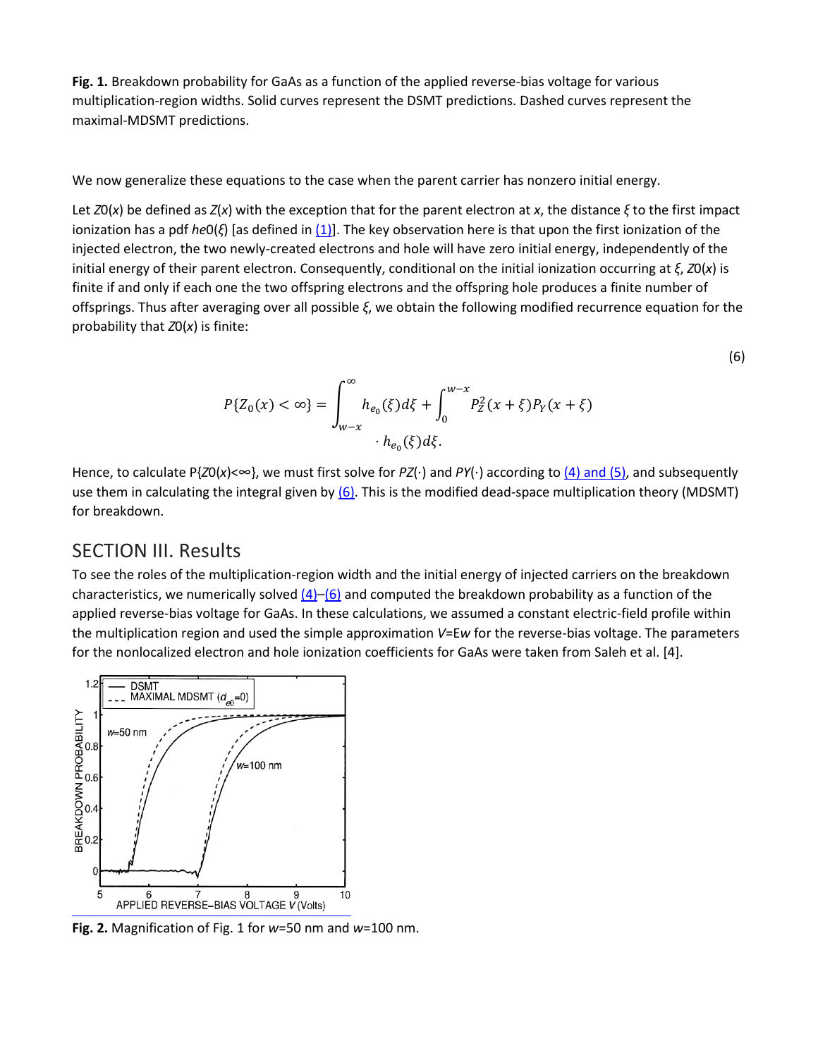**Fig. 1.** Breakdown probability for GaAs as a function of the applied reverse-bias voltage for various multiplication-region widths. Solid curves represent the DSMT predictions. Dashed curves represent the maximal-MDSMT predictions.

We now generalize these equations to the case when the parent carrier has nonzero initial energy.

Let $Z_0(x)$ be defined as $Z(x)$ with the exception that for the parent electron at $x$, the distance $\xi$ to the first impact ionization has a pdf $h_{e0}(\xi)$ [as defined in (1)]. The key observation here is that upon the first ionization of the injected electron, the two newly-created electrons and hole will have zero initial energy, independently of the initial energy of their parent electron. Consequently, conditional on the initial ionization occurring at $\xi$, $Z_0(x)$ is finite if and only if each one the two offspring electrons and the offspring hole produces a finite number of offsprings. Thus after averaging over all possible $\xi$, we obtain the following modified recurrence equation for the probability that $Z_0(x)$ is finite:

$$P\{Z_0(x)<\infty\} = \int_{w-x}^{\infty} h_{e_0}(\xi)d\xi + \int_{0}^{w-x} P_Z^2(x+\xi)P_Y(x+\xi) \cdot h_{e_0}(\xi)d\xi. \tag{6}$$

Hence, to calculate $P\{Z_0(x)<\infty\}$, we must first solve for $P_Z(\cdot)$ and $P_Y(\cdot)$ according to (4) and (5), and subsequently use them in calculating the integral given by (6). This is the modified dead-space multiplication theory (MDSMT) for breakdown.

## SECTION III. Results

To see the roles of the multiplication-region width and the initial energy of injected carriers on the breakdown characteristics, we numerically solved (4)–(6) and computed the breakdown probability as a function of the applied reverse-bias voltage for GaAs. In these calculations, we assumed a constant electric-field profile within the multiplication region and used the simple approximation $V=Ew$ for the reverse-bias voltage. The parameters for the nonlocalized electron and hole ionization coefficients for GaAs were taken from Saleh et al. [4].

**Fig. 2.** Magnification of Fig. 1 for $w$=50 nm and $w$=100 nm.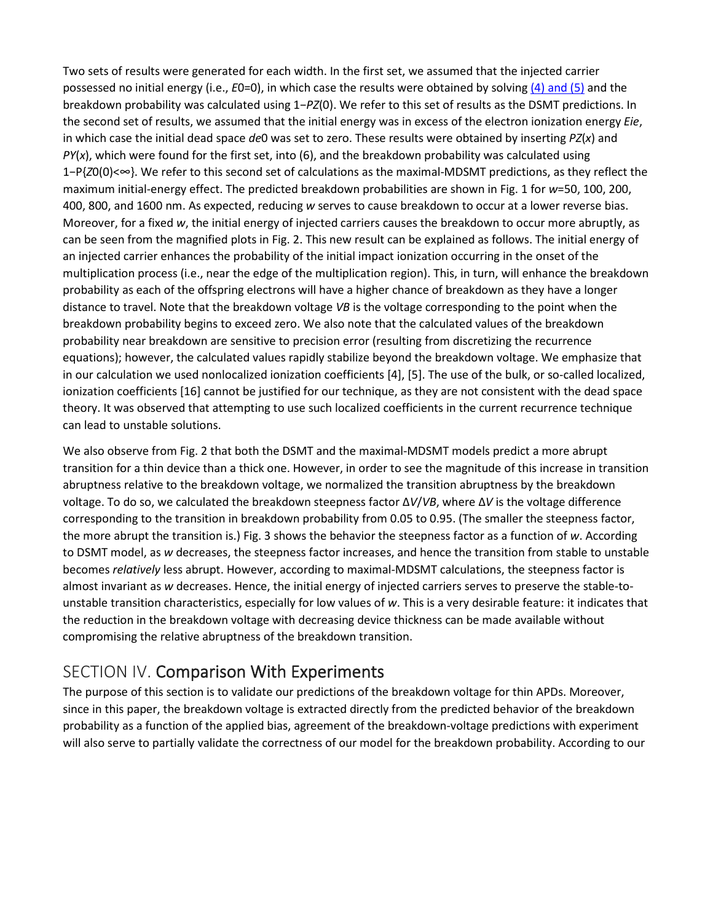Two sets of results were generated for each width. In the first set, we assumed that the injected carrier possessed no initial energy (i.e., $E_0=0$), in which case the results were obtained by solving (4) and (5) and the breakdown probability was calculated using $1-P_Z(0)$. We refer to this set of results as the DSMT predictions. In the second set of results, we assumed that the initial energy was in excess of the electron ionization energy $E_{ie}$, in which case the initial dead space $d_{e0}$ was set to zero. These results were obtained by inserting $P_Z(x)$ and $P_Y(x)$, which were found for the first set, into (6), and the breakdown probability was calculated using $1-\mathrm{P}\{Z_0(0)<\infty\}$. We refer to this second set of calculations as the maximal-MDSMT predictions, as they reflect the maximum initial-energy effect. The predicted breakdown probabilities are shown in Fig. 1 for $w$=50, 100, 200, 400, 800, and 1600 nm. As expected, reducing $w$ serves to cause breakdown to occur at a lower reverse bias. Moreover, for a fixed $w$, the initial energy of injected carriers causes the breakdown to occur more abruptly, as can be seen from the magnified plots in Fig. 2. This new result can be explained as follows. The initial energy of an injected carrier enhances the probability of the initial impact ionization occurring in the onset of the multiplication process (i.e., near the edge of the multiplication region). This, in turn, will enhance the breakdown probability as each of the offspring electrons will have a higher chance of breakdown as they have a longer distance to travel. Note that the breakdown voltage $V_B$ is the voltage corresponding to the point when the breakdown probability begins to exceed zero. We also note that the calculated values of the breakdown probability near breakdown are sensitive to precision error (resulting from discretizing the recurrence equations); however, the calculated values rapidly stabilize beyond the breakdown voltage. We emphasize that in our calculation we used nonlocalized ionization coefficients [4], [5]. The use of the bulk, or so-called localized, ionization coefficients [16] cannot be justified for our technique, as they are not consistent with the dead space theory. It was observed that attempting to use such localized coefficients in the current recurrence technique can lead to unstable solutions.

We also observe from Fig. 2 that both the DSMT and the maximal-MDSMT models predict a more abrupt transition for a thin device than a thick one. However, in order to see the magnitude of this increase in transition abruptness relative to the breakdown voltage, we normalized the transition abruptness by the breakdown voltage. To do so, we calculated the breakdown steepness factor $\Delta V/V_B$, where $\Delta V$ is the voltage difference corresponding to the transition in breakdown probability from 0.05 to 0.95. (The smaller the steepness factor, the more abrupt the transition is.) Fig. 3 shows the behavior the steepness factor as a function of $w$. According to DSMT model, as $w$ decreases, the steepness factor increases, and hence the transition from stable to unstable becomes *relatively* less abrupt. However, according to maximal-MDSMT calculations, the steepness factor is almost invariant as $w$ decreases. Hence, the initial energy of injected carriers serves to preserve the stable-to-unstable transition characteristics, especially for low values of $w$. This is a very desirable feature: it indicates that the reduction in the breakdown voltage with decreasing device thickness can be made available without compromising the relative abruptness of the breakdown transition.

## SECTION IV. Comparison With Experiments

The purpose of this section is to validate our predictions of the breakdown voltage for thin APDs. Moreover, since in this paper, the breakdown voltage is extracted directly from the predicted behavior of the breakdown probability as a function of the applied bias, agreement of the breakdown-voltage predictions with experiment will also serve to partially validate the correctness of our model for the breakdown probability. According to our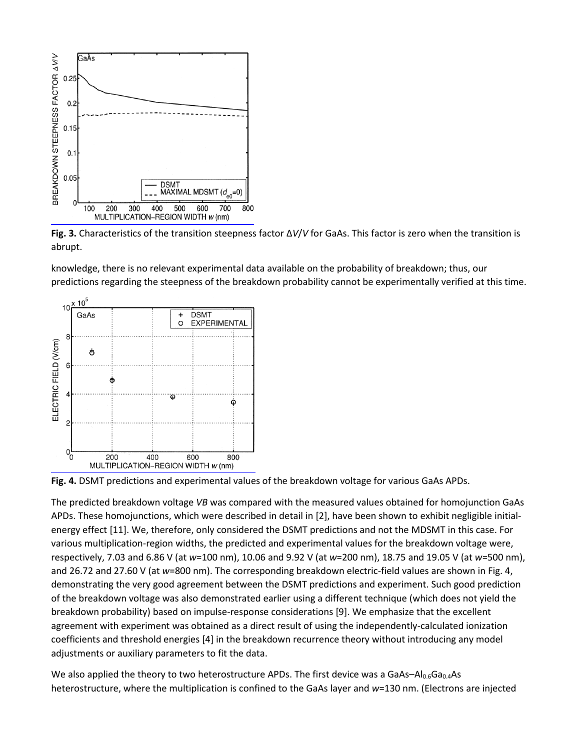**Fig. 3.** Characteristics of the transition steepness factor $\Delta V/V$ for GaAs. This factor is zero when the transition is abrupt.

knowledge, there is no relevant experimental data available on the probability of breakdown; thus, our predictions regarding the steepness of the breakdown probability cannot be experimentally verified at this time.

**Fig. 4.** DSMT predictions and experimental values of the breakdown voltage for various GaAs APDs.

The predicted breakdown voltage $V_B$ was compared with the measured values obtained for homojunction GaAs APDs. These homojunctions, which were described in detail in [2], have been shown to exhibit negligible initial-energy effect [11]. We, therefore, only considered the DSMT predictions and not the MDSMT in this case. For various multiplication-region widths, the predicted and experimental values for the breakdown voltage were, respectively, 7.03 and 6.86 V (at $w$=100 nm), 10.06 and 9.92 V (at $w$=200 nm), 18.75 and 19.05 V (at $w$=500 nm), and 26.72 and 27.60 V (at $w$=800 nm). The corresponding breakdown electric-field values are shown in Fig. 4, demonstrating the very good agreement between the DSMT predictions and experiment. Such good prediction of the breakdown voltage was also demonstrated earlier using a different technique (which does not yield the breakdown probability) based on impulse-response considerations [9]. We emphasize that the excellent agreement with experiment was obtained as a direct result of using the independently-calculated ionization coefficients and threshold energies [4] in the breakdown recurrence theory without introducing any model adjustments or auxiliary parameters to fit the data.

We also applied the theory to two heterostructure APDs. The first device was a GaAs–$Al_{0.6}Ga_{0.4}As$ heterostructure, where the multiplication is confined to the GaAs layer and $w$=130 nm. (Electrons are injected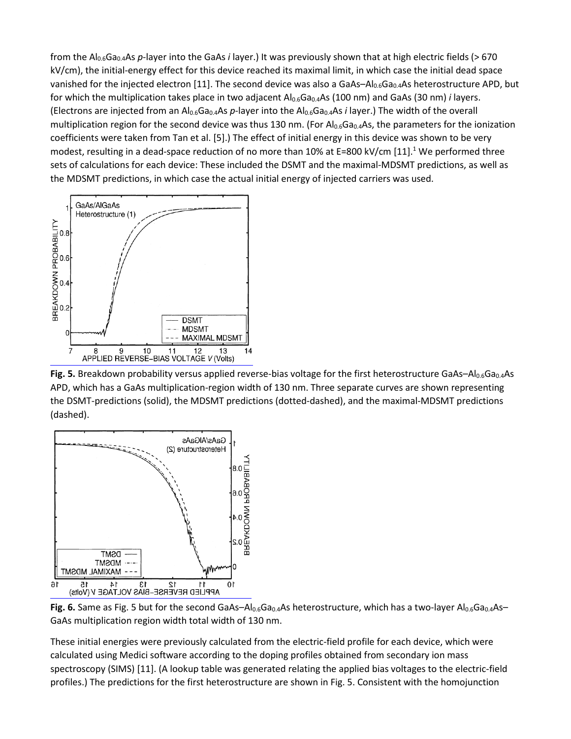from the $Al_{0.6}Ga_{0.4}As$ *p*-layer into the GaAs *i* layer.) It was previously shown that at high electric fields (> 670 kV/cm), the initial-energy effect for this device reached its maximal limit, in which case the initial dead space vanished for the injected electron [11]. The second device was also a GaAs–$Al_{0.6}Ga_{0.4}As$ heterostructure APD, but for which the multiplication takes place in two adjacent $Al_{0.6}Ga_{0.4}As$ (100 nm) and GaAs (30 nm) *i* layers. (Electrons are injected from an $Al_{0.6}Ga_{0.4}As$ *p*-layer into the $Al_{0.6}Ga_{0.4}As$ *i* layer.) The width of the overall multiplication region for the second device was thus 130 nm. (For $Al_{0.6}Ga_{0.4}As$, the parameters for the ionization coefficients were taken from Tan et al. [5].) The effect of initial energy in this device was shown to be very modest, resulting in a dead-space reduction of no more than 10% at E=800 kV/cm [11].[1] We performed three sets of calculations for each device: These included the DSMT and the maximal-MDSMT predictions, as well as the MDSMT predictions, in which case the actual initial energy of injected carriers was used.

**Fig. 5.** Breakdown probability versus applied reverse-bias voltage for the first heterostructure GaAs–$Al_{0.6}Ga_{0.4}As$ APD, which has a GaAs multiplication-region width of 130 nm. Three separate curves are shown representing the DSMT-predictions (solid), the MDSMT predictions (dotted-dashed), and the maximal-MDSMT predictions (dashed).

**Fig. 6.** Same as Fig. 5 but for the second GaAs–$Al_{0.6}Ga_{0.4}As$ heterostructure, which has a two-layer $Al_{0.6}Ga_{0.4}As$–GaAs multiplication region width total width of 130 nm.

These initial energies were previously calculated from the electric-field profile for each device, which were calculated using Medici software according to the doping profiles obtained from secondary ion mass spectroscopy (SIMS) [11]. (A lookup table was generated relating the applied bias voltages to the electric-field profiles.) The predictions for the first heterostructure are shown in Fig. 5. Consistent with the homojunction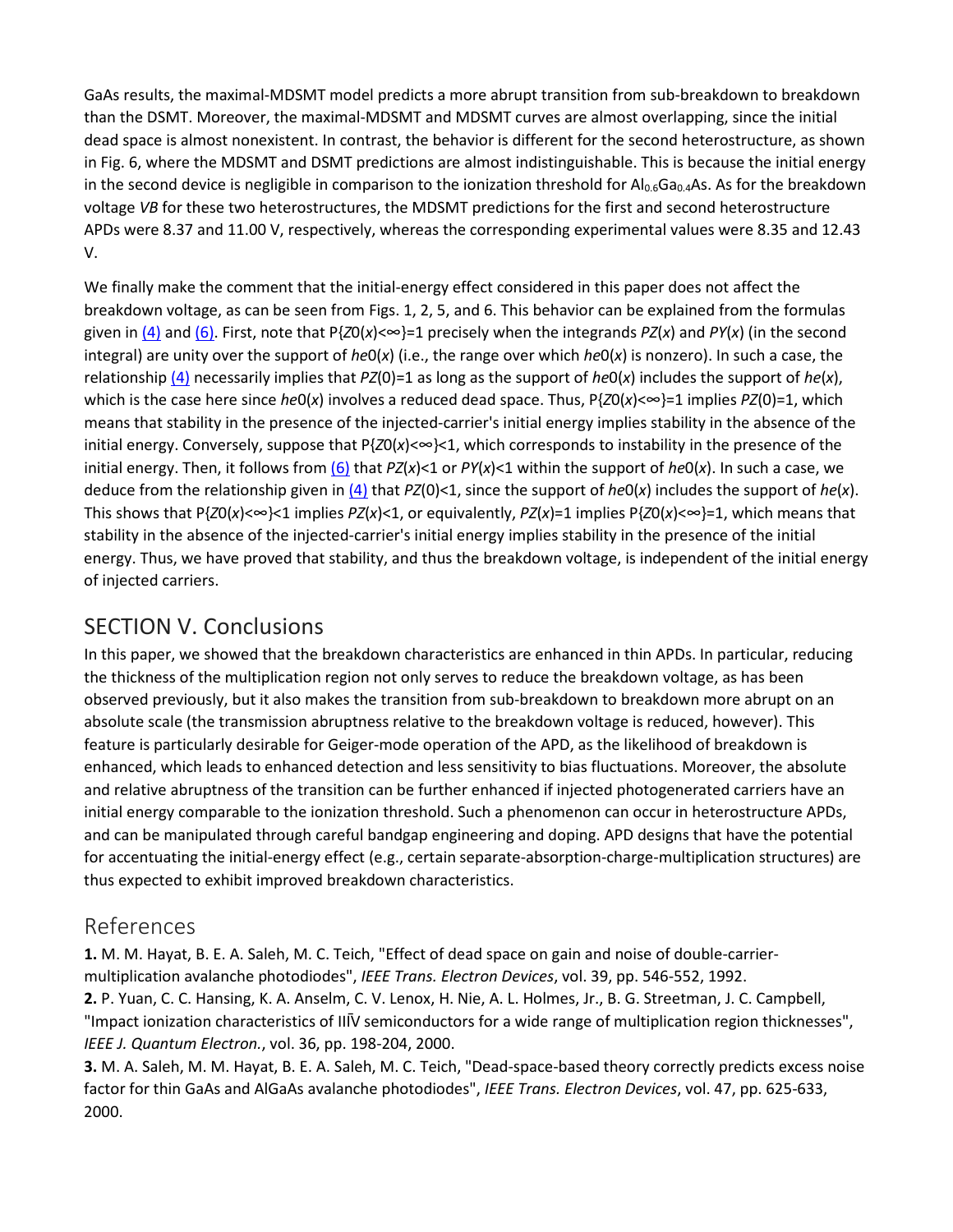GaAs results, the maximal-MDSMT model predicts a more abrupt transition from sub-breakdown to breakdown than the DSMT. Moreover, the maximal-MDSMT and MDSMT curves are almost overlapping, since the initial dead space is almost nonexistent. In contrast, the behavior is different for the second heterostructure, as shown in Fig. 6, where the MDSMT and DSMT predictions are almost indistinguishable. This is because the initial energy in the second device is negligible in comparison to the ionization threshold for $Al_{0.6}Ga_{0.4}As$. As for the breakdown voltage $V_B$ for these two heterostructures, the MDSMT predictions for the first and second heterostructure APDs were 8.37 and 11.00 V, respectively, whereas the corresponding experimental values were 8.35 and 12.43 V.

We finally make the comment that the initial-energy effect considered in this paper does not affect the breakdown voltage, as can be seen from Figs. 1, 2, 5, and 6. This behavior can be explained from the formulas given in (4) and (6). First, note that $P\{Z_0(x)<\infty\}=1$ precisely when the integrands $P_Z(x)$ and $P_Y(x)$ (in the second integral) are unity over the support of $h_{e0}(x)$ (i.e., the range over which $h_{e0}(x)$ is nonzero). In such a case, the relationship (4) necessarily implies that $P_Z(0)=1$ as long as the support of $h_{e0}(x)$ includes the support of $h_e(x)$, which is the case here since $h_{e0}(x)$ involves a reduced dead space. Thus, $P\{Z_0(x)<\infty\}=1$ implies $P_Z(0)=1$, which means that stability in the presence of the injected-carrier's initial energy implies stability in the absence of the initial energy. Conversely, suppose that $P\{Z_0(x)<\infty\}<1$, which corresponds to instability in the presence of the initial energy. Then, it follows from (6) that $P_Z(x)<1$ or $P_Y(x)<1$ within the support of $h_{e0}(x)$. In such a case, we deduce from the relationship given in (4) that $P_Z(0)<1$, since the support of $h_{e0}(x)$ includes the support of $h_e(x)$. This shows that $P\{Z_0(x)<\infty\}<1$ implies $P_Z(x)<1$, or equivalently, $P_Z(x)=1$ implies $P\{Z_0(x)<\infty\}=1$, which means that stability in the absence of the injected-carrier's initial energy implies stability in the presence of the initial energy. Thus, we have proved that stability, and thus the breakdown voltage, is independent of the initial energy of injected carriers.

## SECTION V. Conclusions

In this paper, we showed that the breakdown characteristics are enhanced in thin APDs. In particular, reducing the thickness of the multiplication region not only serves to reduce the breakdown voltage, as has been observed previously, but it also makes the transition from sub-breakdown to breakdown more abrupt on an absolute scale (the transmission abruptness relative to the breakdown voltage is reduced, however). This feature is particularly desirable for Geiger-mode operation of the APD, as the likelihood of breakdown is enhanced, which leads to enhanced detection and less sensitivity to bias fluctuations. Moreover, the absolute and relative abruptness of the transition can be further enhanced if injected photogenerated carriers have an initial energy comparable to the ionization threshold. Such a phenomenon can occur in heterostructure APDs, and can be manipulated through careful bandgap engineering and doping. APD designs that have the potential for accentuating the initial-energy effect (e.g., certain separate-absorption-charge-multiplication structures) are thus expected to exhibit improved breakdown characteristics.

## References

**1.** M. M. Hayat, B. E. A. Saleh, M. C. Teich, "Effect of dead space on gain and noise of double-carrier-multiplication avalanche photodiodes", *IEEE Trans. Electron Devices*, vol. 39, pp. 546-552, 1992.

**2.** P. Yuan, C. C. Hansing, K. A. Anselm, C. V. Lenox, H. Nie, A. L. Holmes, Jr., B. G. Streetman, J. C. Campbell, "Impact ionization characteristics of III–V semiconductors for a wide range of multiplication region thicknesses", *IEEE J. Quantum Electron.*, vol. 36, pp. 198-204, 2000.

**3.** M. A. Saleh, M. M. Hayat, B. E. A. Saleh, M. C. Teich, "Dead-space-based theory correctly predicts excess noise factor for thin GaAs and AlGaAs avalanche photodiodes", *IEEE Trans. Electron Devices*, vol. 47, pp. 625-633, 2000.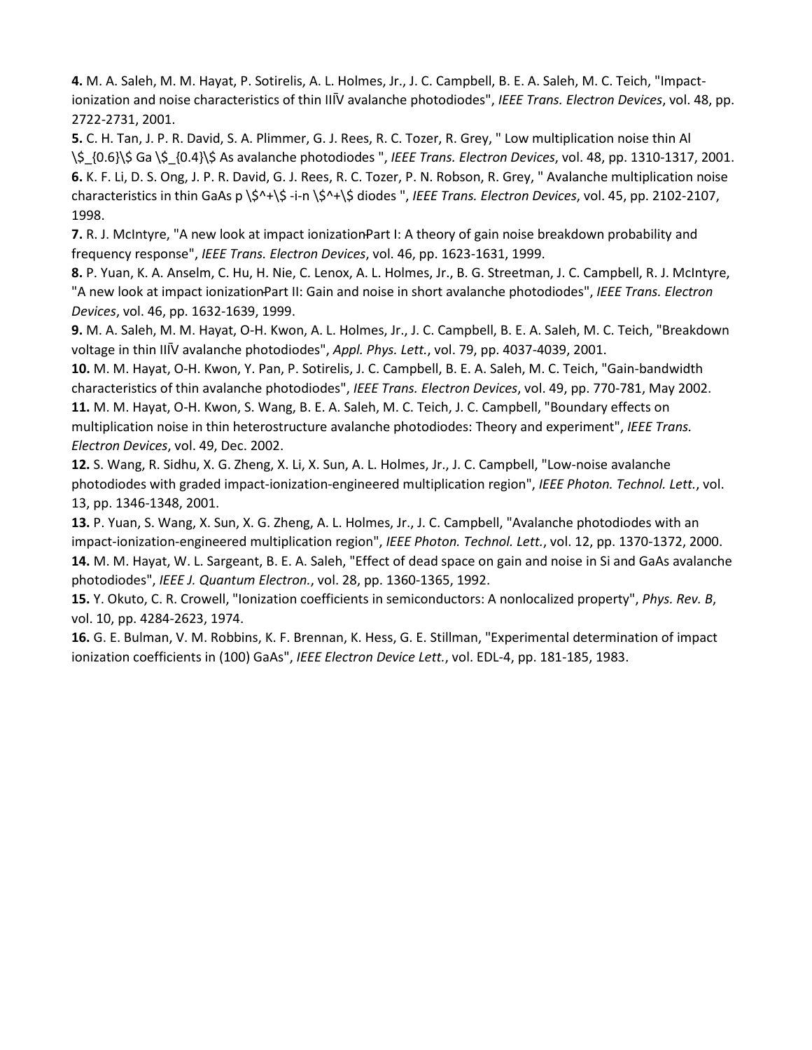**4.** M. A. Saleh, M. M. Hayat, P. Sotirelis, A. L. Holmes, Jr., J. C. Campbell, B. E. A. Saleh, M. C. Teich, "Impact-ionization and noise characteristics of thin III$\bar{V}$ avalanche photodiodes", *IEEE Trans. Electron Devices*, vol. 48, pp. 2722-2731, 2001.

**5.** C. H. Tan, J. P. R. David, S. A. Plimmer, G. J. Rees, R. C. Tozer, R. Grey, " Low multiplication noise thin Al $_{0.6}$ Ga $_{0.4}$ As avalanche photodiodes ", *IEEE Trans. Electron Devices*, vol. 48, pp. 1310-1317, 2001.

**6.** K. F. Li, D. S. Ong, J. P. R. David, G. J. Rees, R. C. Tozer, P. N. Robson, R. Grey, " Avalanche multiplication noise characteristics in thin GaAs p $^+$ -i-n $^+$ diodes ", *IEEE Trans. Electron Devices*, vol. 45, pp. 2102-2107, 1998.

**7.** R. J. McIntyre, "A new look at impact ionizationPart I: A theory of gain noise breakdown probability and frequency response", *IEEE Trans. Electron Devices*, vol. 46, pp. 1623-1631, 1999.

**8.** P. Yuan, K. A. Anselm, C. Hu, H. Nie, C. Lenox, A. L. Holmes, Jr., B. G. Streetman, J. C. Campbell, R. J. McIntyre, "A new look at impact ionizationPart II: Gain and noise in short avalanche photodiodes", *IEEE Trans. Electron Devices*, vol. 46, pp. 1632-1639, 1999.

**9.** M. A. Saleh, M. M. Hayat, O-H. Kwon, A. L. Holmes, Jr., J. C. Campbell, B. E. A. Saleh, M. C. Teich, "Breakdown voltage in thin III$\bar{V}$ avalanche photodiodes", *Appl. Phys. Lett.*, vol. 79, pp. 4037-4039, 2001.

**10.** M. M. Hayat, O-H. Kwon, Y. Pan, P. Sotirelis, J. C. Campbell, B. E. A. Saleh, M. C. Teich, "Gain-bandwidth characteristics of thin avalanche photodiodes", *IEEE Trans. Electron Devices*, vol. 49, pp. 770-781, May 2002.

**11.** M. M. Hayat, O-H. Kwon, S. Wang, B. E. A. Saleh, M. C. Teich, J. C. Campbell, "Boundary effects on multiplication noise in thin heterostructure avalanche photodiodes: Theory and experiment", *IEEE Trans. Electron Devices*, vol. 49, Dec. 2002.

**12.** S. Wang, R. Sidhu, X. G. Zheng, X. Li, X. Sun, A. L. Holmes, Jr., J. C. Campbell, "Low-noise avalanche photodiodes with graded impact-ionization-engineered multiplication region", *IEEE Photon. Technol. Lett.*, vol. 13, pp. 1346-1348, 2001.

**13.** P. Yuan, S. Wang, X. Sun, X. G. Zheng, A. L. Holmes, Jr., J. C. Campbell, "Avalanche photodiodes with an impact-ionization-engineered multiplication region", *IEEE Photon. Technol. Lett.*, vol. 12, pp. 1370-1372, 2000.

**14.** M. M. Hayat, W. L. Sargeant, B. E. A. Saleh, "Effect of dead space on gain and noise in Si and GaAs avalanche photodiodes", *IEEE J. Quantum Electron.*, vol. 28, pp. 1360-1365, 1992.

**15.** Y. Okuto, C. R. Crowell, "Ionization coefficients in semiconductors: A nonlocalized property", *Phys. Rev. B*, vol. 10, pp. 4284-2623, 1974.

**16.** G. E. Bulman, V. M. Robbins, K. F. Brennan, K. Hess, G. E. Stillman, "Experimental determination of impact ionization coefficients in (100) GaAs", *IEEE Electron Device Lett.*, vol. EDL-4, pp. 181-185, 1983.